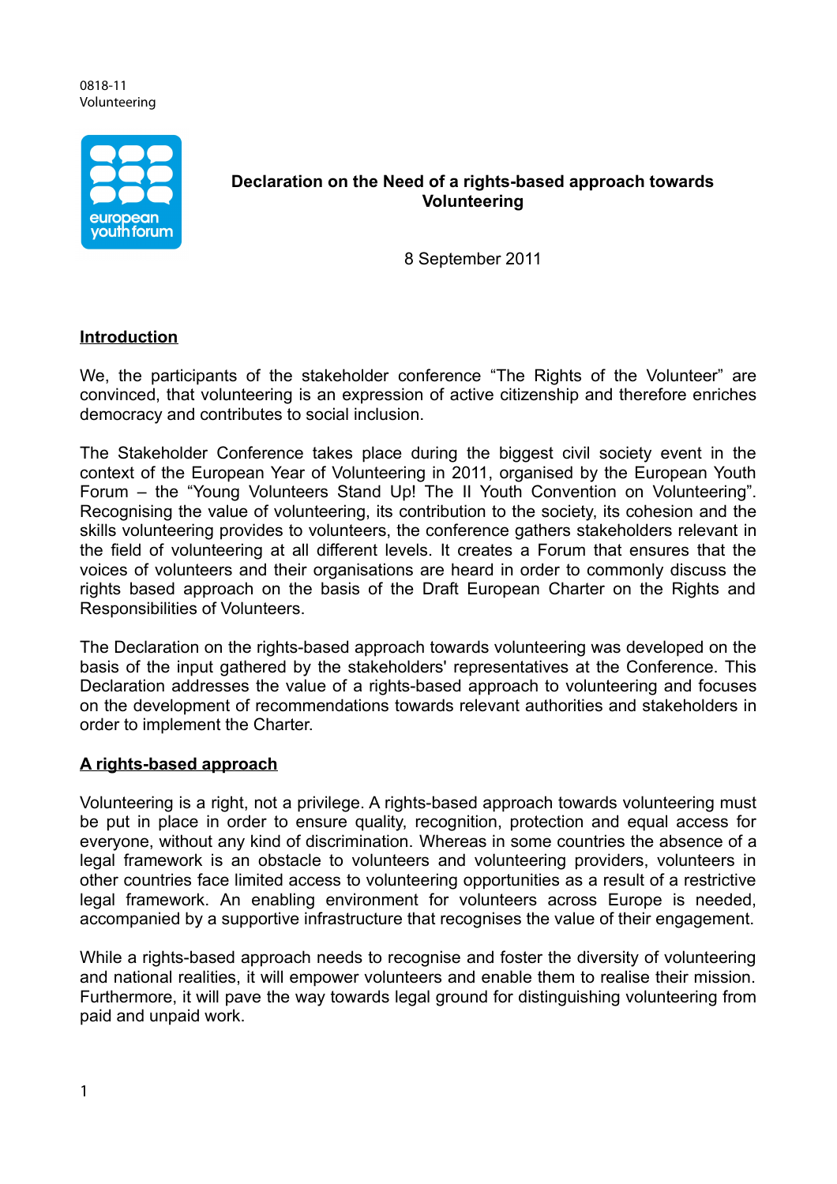0818-11
Volunteering

# Declaration on the Need of a rights-based approach towards Volunteering

8 September 2011

## Introduction

We, the participants of the stakeholder conference "The Rights of the Volunteer" are convinced, that volunteering is an expression of active citizenship and therefore enriches democracy and contributes to social inclusion.

The Stakeholder Conference takes place during the biggest civil society event in the context of the European Year of Volunteering in 2011, organised by the European Youth Forum – the "Young Volunteers Stand Up! The II Youth Convention on Volunteering". Recognising the value of volunteering, its contribution to the society, its cohesion and the skills volunteering provides to volunteers, the conference gathers stakeholders relevant in the field of volunteering at all different levels. It creates a Forum that ensures that the voices of volunteers and their organisations are heard in order to commonly discuss the rights based approach on the basis of the Draft European Charter on the Rights and Responsibilities of Volunteers.

The Declaration on the rights-based approach towards volunteering was developed on the basis of the input gathered by the stakeholders' representatives at the Conference. This Declaration addresses the value of a rights-based approach to volunteering and focuses on the development of recommendations towards relevant authorities and stakeholders in order to implement the Charter.

## A rights-based approach

Volunteering is a right, not a privilege. A rights-based approach towards volunteering must be put in place in order to ensure quality, recognition, protection and equal access for everyone, without any kind of discrimination. Whereas in some countries the absence of a legal framework is an obstacle to volunteers and volunteering providers, volunteers in other countries face limited access to volunteering opportunities as a result of a restrictive legal framework. An enabling environment for volunteers across Europe is needed, accompanied by a supportive infrastructure that recognises the value of their engagement.

While a rights-based approach needs to recognise and foster the diversity of volunteering and national realities, it will empower volunteers and enable them to realise their mission. Furthermore, it will pave the way towards legal ground for distinguishing volunteering from paid and unpaid work.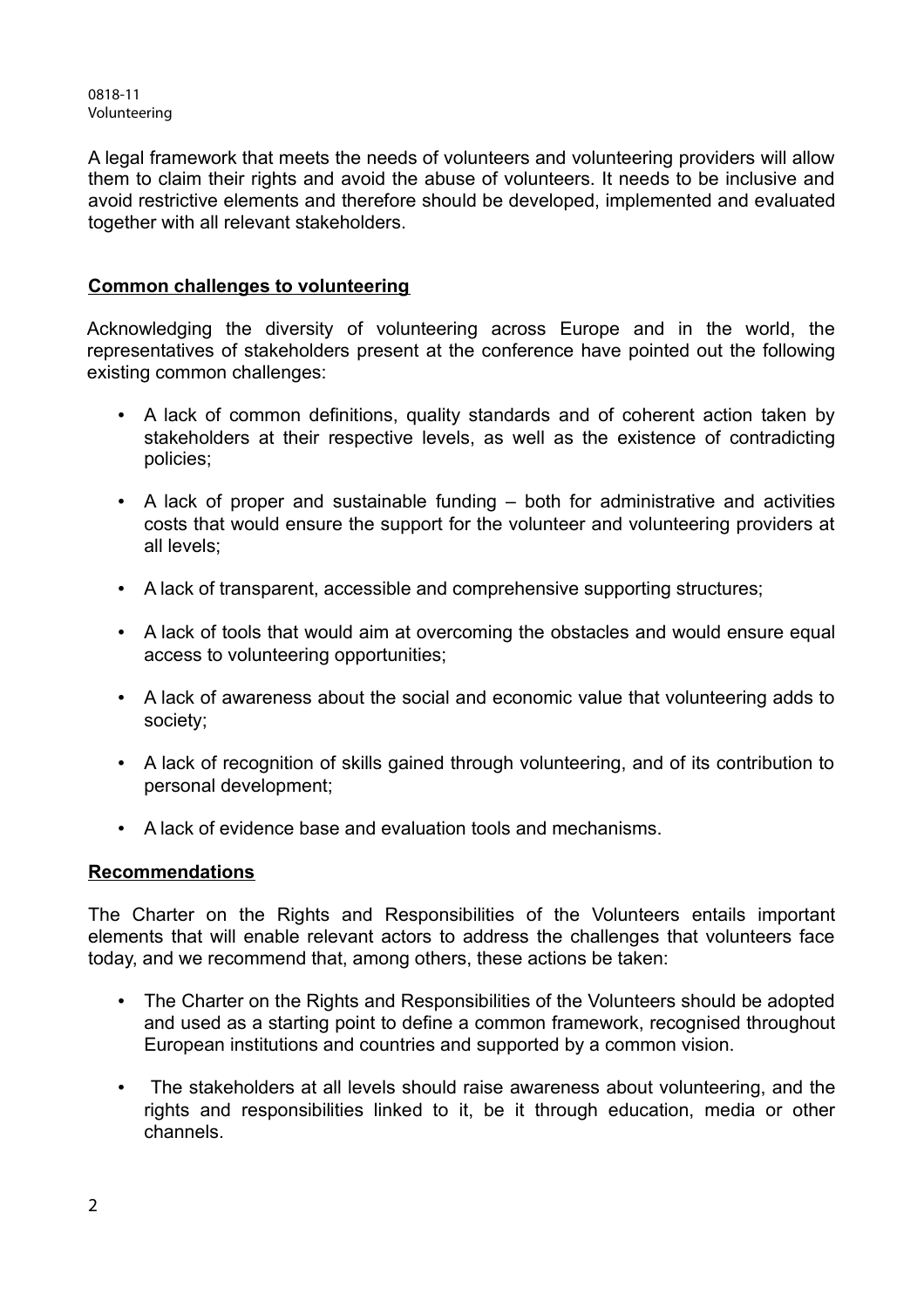A legal framework that meets the needs of volunteers and volunteering providers will allow them to claim their rights and avoid the abuse of volunteers. It needs to be inclusive and avoid restrictive elements and therefore should be developed, implemented and evaluated together with all relevant stakeholders.

## Common challenges to volunteering

Acknowledging the diversity of volunteering across Europe and in the world, the representatives of stakeholders present at the conference have pointed out the following existing common challenges:

- A lack of common definitions, quality standards and of coherent action taken by stakeholders at their respective levels, as well as the existence of contradicting policies;
- A lack of proper and sustainable funding – both for administrative and activities costs that would ensure the support for the volunteer and volunteering providers at all levels;
- A lack of transparent, accessible and comprehensive supporting structures;
- A lack of tools that would aim at overcoming the obstacles and would ensure equal access to volunteering opportunities;
- A lack of awareness about the social and economic value that volunteering adds to society;
- A lack of recognition of skills gained through volunteering, and of its contribution to personal development;
- A lack of evidence base and evaluation tools and mechanisms.

## Recommendations

The Charter on the Rights and Responsibilities of the Volunteers entails important elements that will enable relevant actors to address the challenges that volunteers face today, and we recommend that, among others, these actions be taken:

- The Charter on the Rights and Responsibilities of the Volunteers should be adopted and used as a starting point to define a common framework, recognised throughout European institutions and countries and supported by a common vision.
- The stakeholders at all levels should raise awareness about volunteering, and the rights and responsibilities linked to it, be it through education, media or other channels.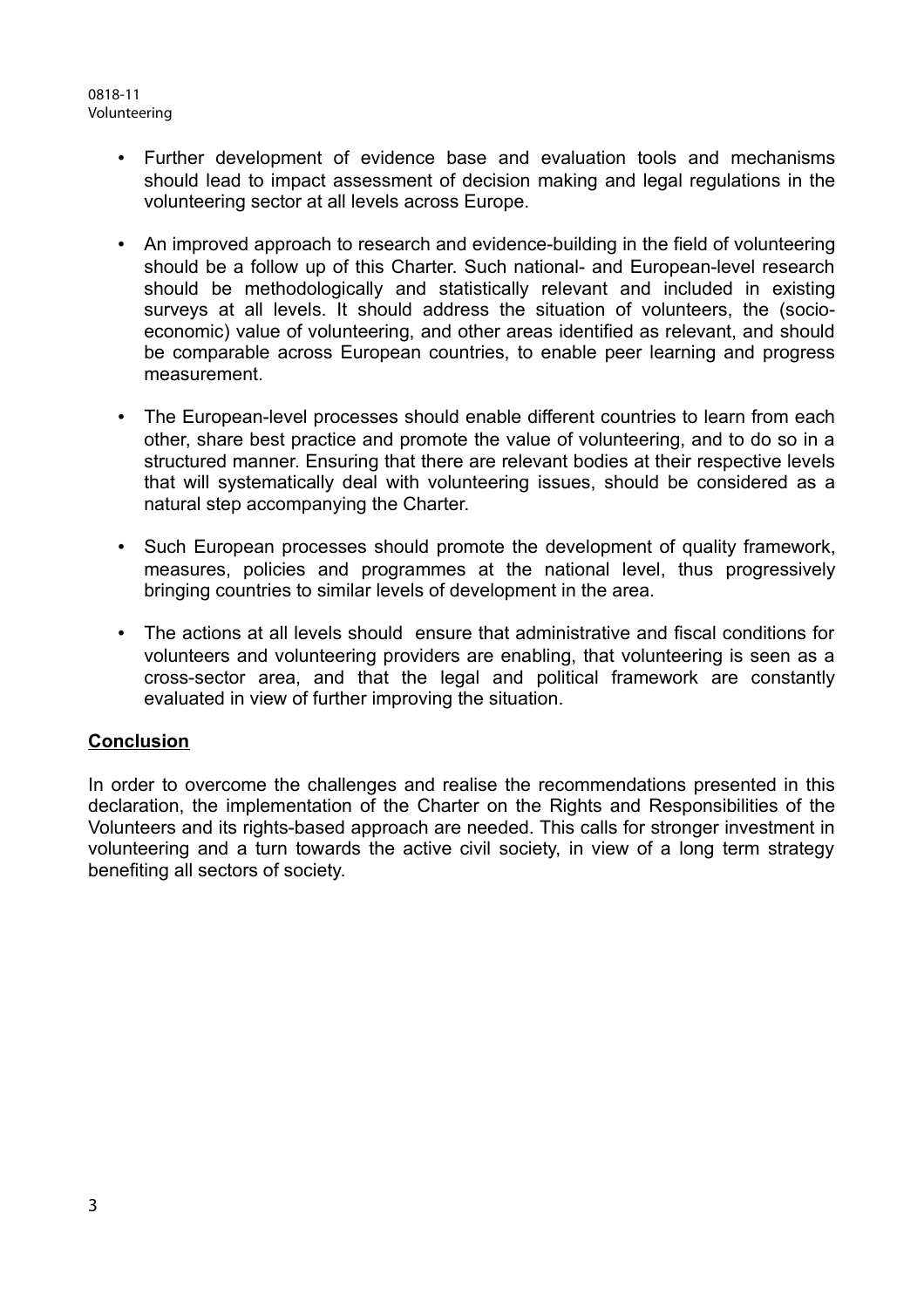- Further development of evidence base and evaluation tools and mechanisms should lead to impact assessment of decision making and legal regulations in the volunteering sector at all levels across Europe.

- An improved approach to research and evidence-building in the field of volunteering should be a follow up of this Charter. Such national- and European-level research should be methodologically and statistically relevant and included in existing surveys at all levels. It should address the situation of volunteers, the (socio-economic) value of volunteering, and other areas identified as relevant, and should be comparable across European countries, to enable peer learning and progress measurement.

- The European-level processes should enable different countries to learn from each other, share best practice and promote the value of volunteering, and to do so in a structured manner. Ensuring that there are relevant bodies at their respective levels that will systematically deal with volunteering issues, should be considered as a natural step accompanying the Charter.

- Such European processes should promote the development of quality framework, measures, policies and programmes at the national level, thus progressively bringing countries to similar levels of development in the area.

- The actions at all levels should ensure that administrative and fiscal conditions for volunteers and volunteering providers are enabling, that volunteering is seen as a cross-sector area, and that the legal and political framework are constantly evaluated in view of further improving the situation.

## Conclusion

In order to overcome the challenges and realise the recommendations presented in this declaration, the implementation of the Charter on the Rights and Responsibilities of the Volunteers and its rights-based approach are needed. This calls for stronger investment in volunteering and a turn towards the active civil society, in view of a long term strategy benefiting all sectors of society.